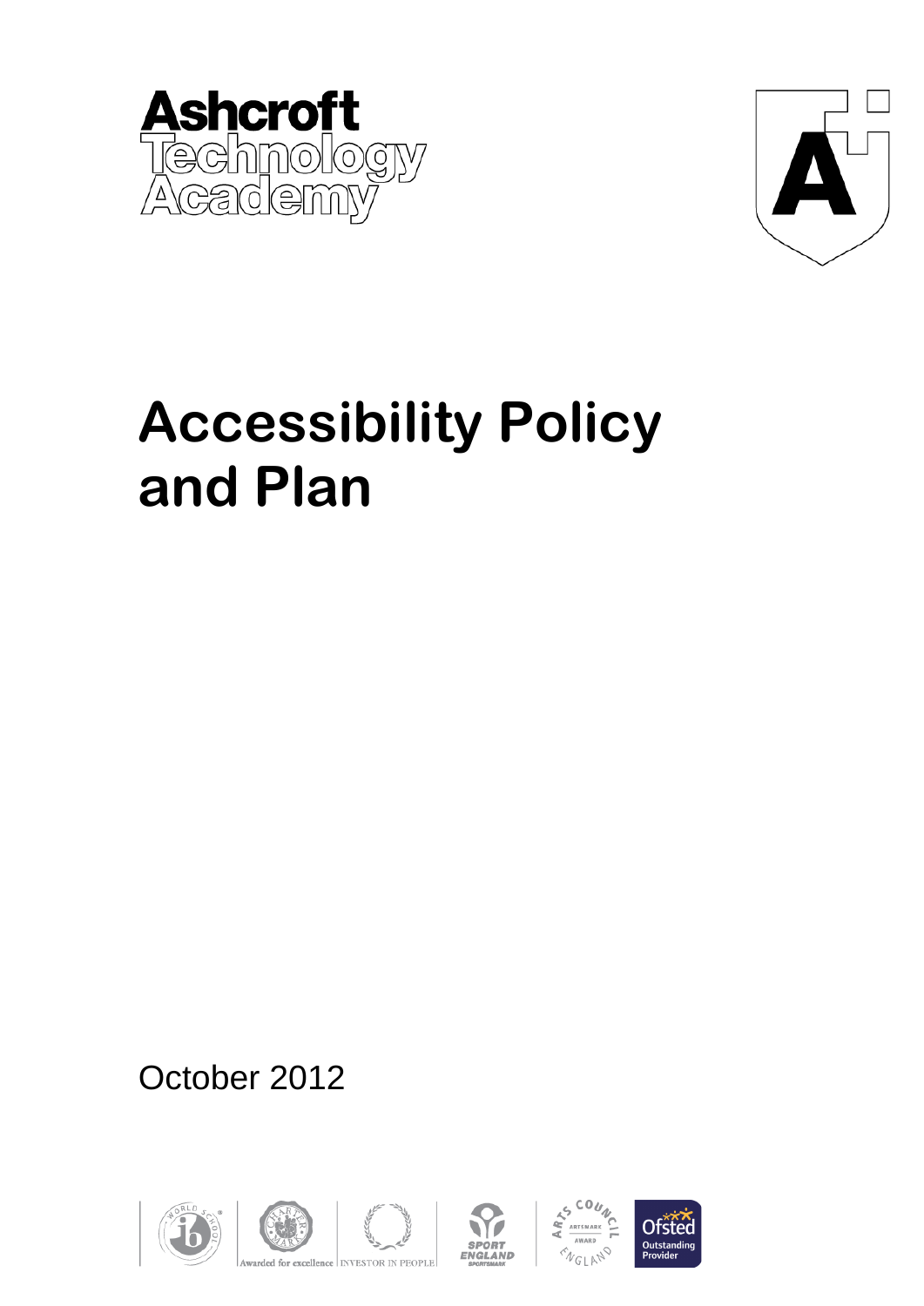Ashcroft Technology Academy

# Accessibility Policy and Plan

October 2012

Awarded for excellence | INVESTOR IN PEOPLE

Outstanding Provider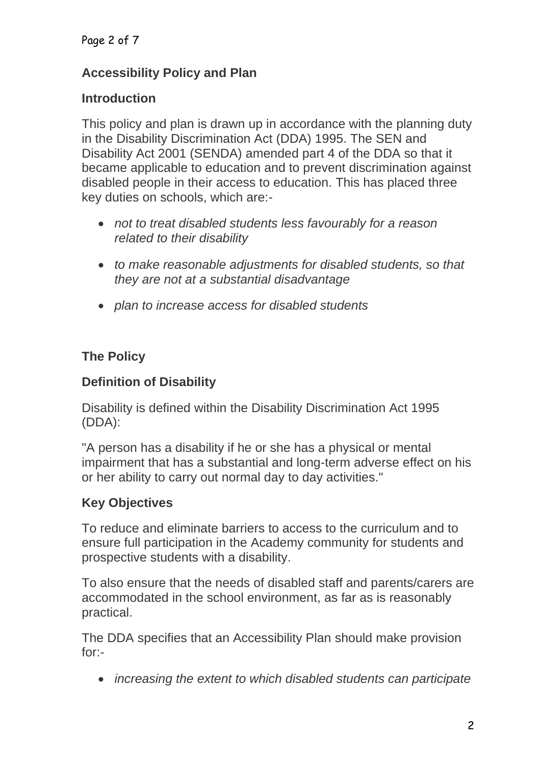## Accessibility Policy and Plan

### Introduction

This policy and plan is drawn up in accordance with the planning duty in the Disability Discrimination Act (DDA) 1995. The SEN and Disability Act 2001 (SENDA) amended part 4 of the DDA so that it became applicable to education and to prevent discrimination against disabled people in their access to education. This has placed three key duties on schools, which are:-

- *not to treat disabled students less favourably for a reason related to their disability*
- *to make reasonable adjustments for disabled students, so that they are not at a substantial disadvantage*
- *plan to increase access for disabled students*

### The Policy

### Definition of Disability

Disability is defined within the Disability Discrimination Act 1995 (DDA):

"A person has a disability if he or she has a physical or mental impairment that has a substantial and long-term adverse effect on his or her ability to carry out normal day to day activities."

### Key Objectives

To reduce and eliminate barriers to access to the curriculum and to ensure full participation in the Academy community for students and prospective students with a disability.

To also ensure that the needs of disabled staff and parents/carers are accommodated in the school environment, as far as is reasonably practical.

The DDA specifies that an Accessibility Plan should make provision for:-

- *increasing the extent to which disabled students can participate*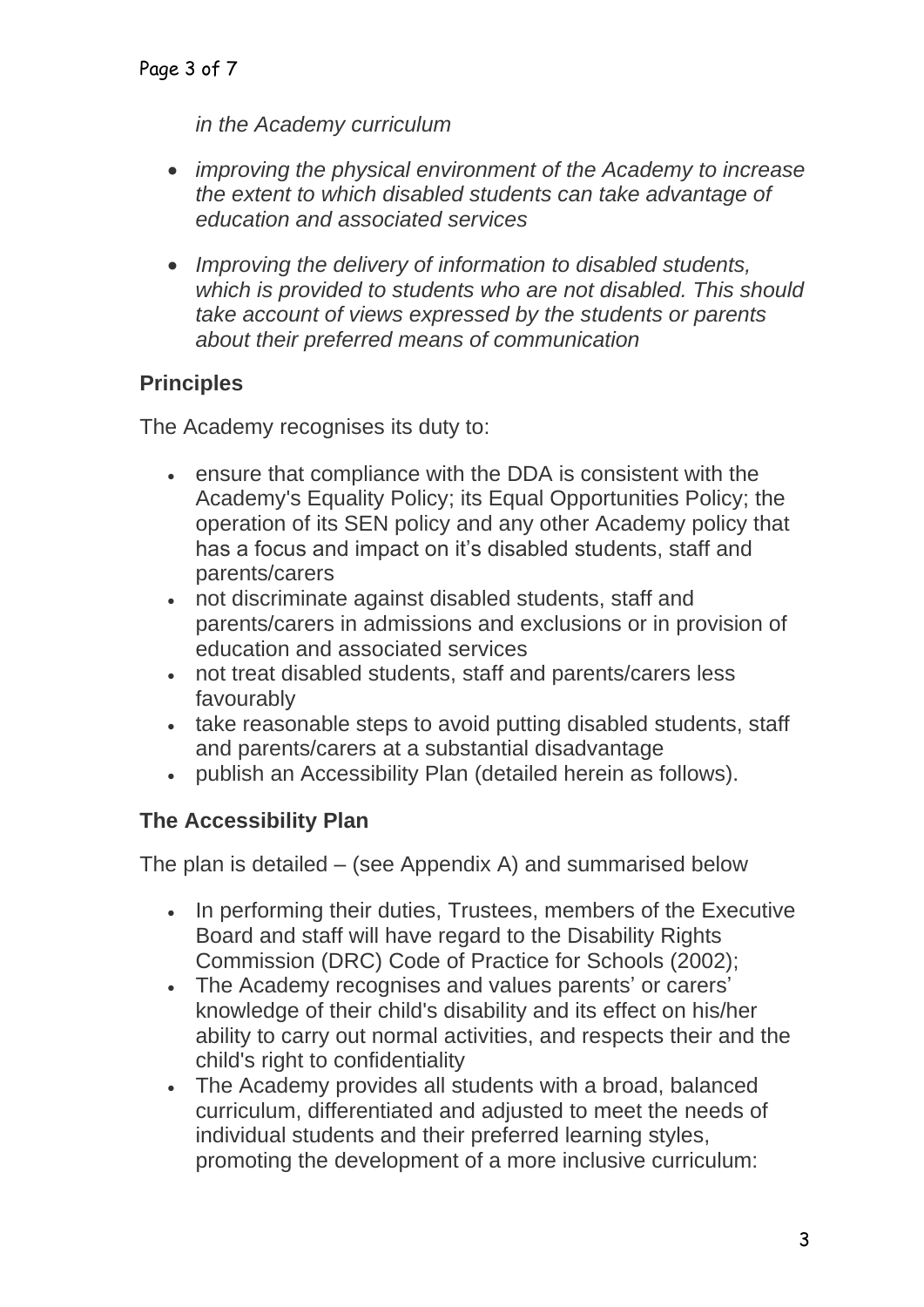*in the Academy curriculum*

- *improving the physical environment of the Academy to increase the extent to which disabled students can take advantage of education and associated services*
- *Improving the delivery of information to disabled students, which is provided to students who are not disabled. This should take account of views expressed by the students or parents about their preferred means of communication*

## Principles

The Academy recognises its duty to:

- ensure that compliance with the DDA is consistent with the Academy's Equality Policy; its Equal Opportunities Policy; the operation of its SEN policy and any other Academy policy that has a focus and impact on it's disabled students, staff and parents/carers
- not discriminate against disabled students, staff and parents/carers in admissions and exclusions or in provision of education and associated services
- not treat disabled students, staff and parents/carers less favourably
- take reasonable steps to avoid putting disabled students, staff and parents/carers at a substantial disadvantage
- publish an Accessibility Plan (detailed herein as follows).

## The Accessibility Plan

The plan is detailed – (see Appendix A) and summarised below

- In performing their duties, Trustees, members of the Executive Board and staff will have regard to the Disability Rights Commission (DRC) Code of Practice for Schools (2002);
- The Academy recognises and values parents' or carers' knowledge of their child's disability and its effect on his/her ability to carry out normal activities, and respects their and the child's right to confidentiality
- The Academy provides all students with a broad, balanced curriculum, differentiated and adjusted to meet the needs of individual students and their preferred learning styles, promoting the development of a more inclusive curriculum: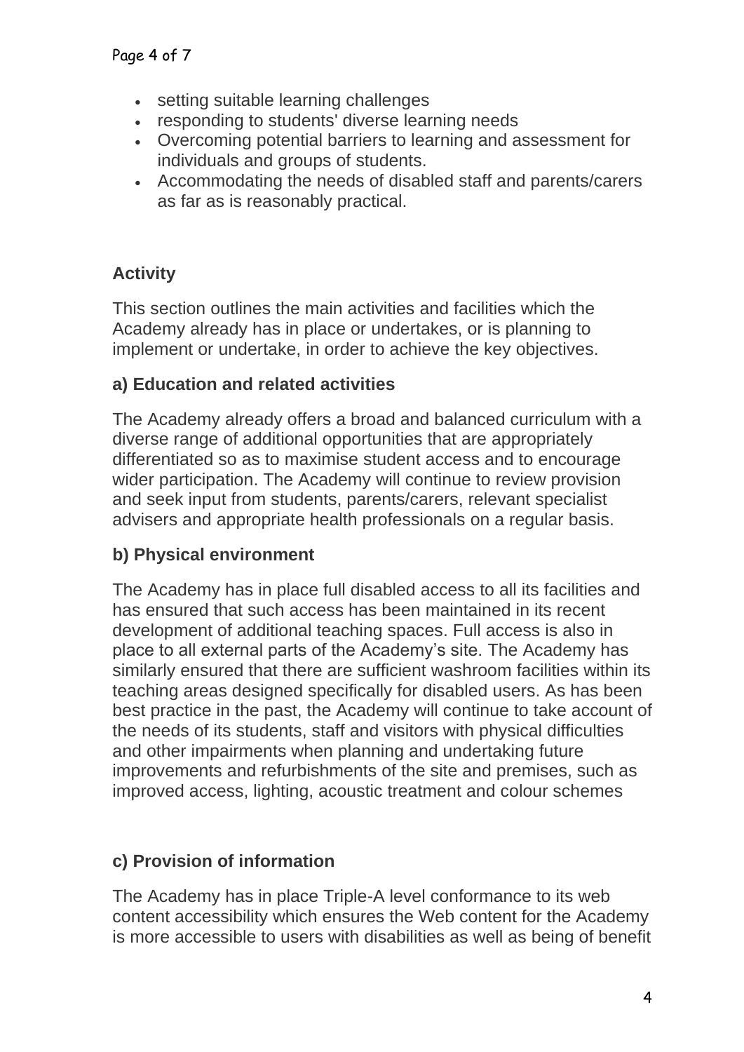- setting suitable learning challenges
- responding to students' diverse learning needs
- Overcoming potential barriers to learning and assessment for individuals and groups of students.
- Accommodating the needs of disabled staff and parents/carers as far as is reasonably practical.

## Activity

This section outlines the main activities and facilities which the Academy already has in place or undertakes, or is planning to implement or undertake, in order to achieve the key objectives.

### a) Education and related activities

The Academy already offers a broad and balanced curriculum with a diverse range of additional opportunities that are appropriately differentiated so as to maximise student access and to encourage wider participation. The Academy will continue to review provision and seek input from students, parents/carers, relevant specialist advisers and appropriate health professionals on a regular basis.

### b) Physical environment

The Academy has in place full disabled access to all its facilities and has ensured that such access has been maintained in its recent development of additional teaching spaces. Full access is also in place to all external parts of the Academy's site. The Academy has similarly ensured that there are sufficient washroom facilities within its teaching areas designed specifically for disabled users. As has been best practice in the past, the Academy will continue to take account of the needs of its students, staff and visitors with physical difficulties and other impairments when planning and undertaking future improvements and refurbishments of the site and premises, such as improved access, lighting, acoustic treatment and colour schemes

### c) Provision of information

The Academy has in place Triple-A level conformance to its web content accessibility which ensures the Web content for the Academy is more accessible to users with disabilities as well as being of benefit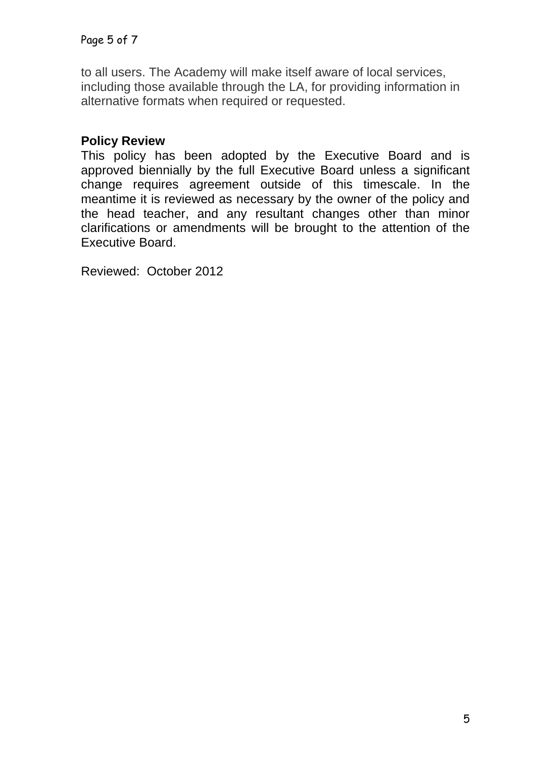to all users. The Academy will make itself aware of local services, including those available through the LA, for providing information in alternative formats when required or requested.

**Policy Review**

This policy has been adopted by the Executive Board and is approved biennially by the full Executive Board unless a significant change requires agreement outside of this timescale. In the meantime it is reviewed as necessary by the owner of the policy and the head teacher, and any resultant changes other than minor clarifications or amendments will be brought to the attention of the Executive Board.

Reviewed: October 2012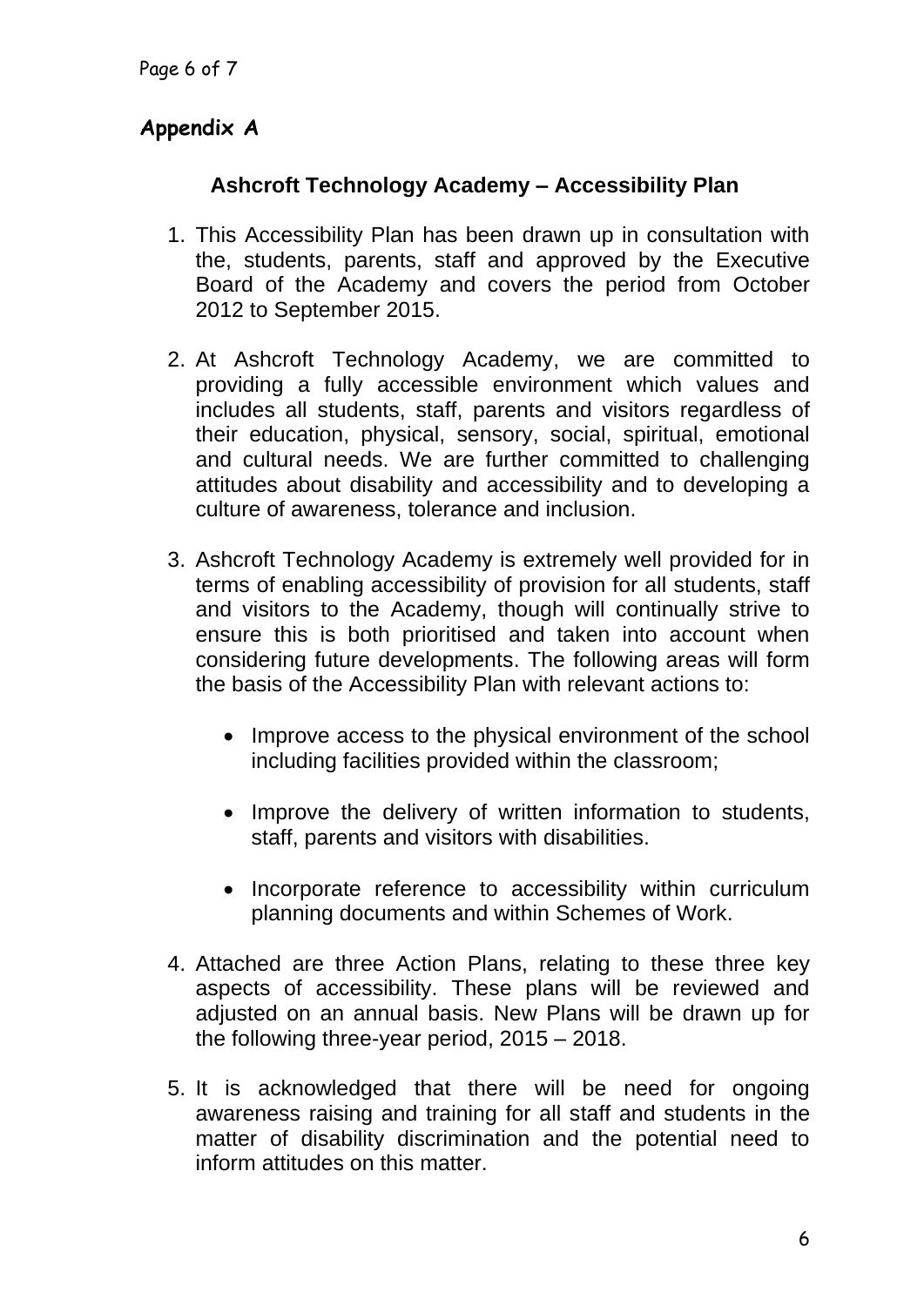## Appendix A

### Ashcroft Technology Academy – Accessibility Plan

1. This Accessibility Plan has been drawn up in consultation with the, students, parents, staff and approved by the Executive Board of the Academy and covers the period from October 2012 to September 2015.

2. At Ashcroft Technology Academy, we are committed to providing a fully accessible environment which values and includes all students, staff, parents and visitors regardless of their education, physical, sensory, social, spiritual, emotional and cultural needs. We are further committed to challenging attitudes about disability and accessibility and to developing a culture of awareness, tolerance and inclusion.

3. Ashcroft Technology Academy is extremely well provided for in terms of enabling accessibility of provision for all students, staff and visitors to the Academy, though will continually strive to ensure this is both prioritised and taken into account when considering future developments. The following areas will form the basis of the Accessibility Plan with relevant actions to:

   - Improve access to the physical environment of the school including facilities provided within the classroom;

   - Improve the delivery of written information to students, staff, parents and visitors with disabilities.

   - Incorporate reference to accessibility within curriculum planning documents and within Schemes of Work.

4. Attached are three Action Plans, relating to these three key aspects of accessibility. These plans will be reviewed and adjusted on an annual basis. New Plans will be drawn up for the following three-year period, 2015 – 2018.

5. It is acknowledged that there will be need for ongoing awareness raising and training for all staff and students in the matter of disability discrimination and the potential need to inform attitudes on this matter.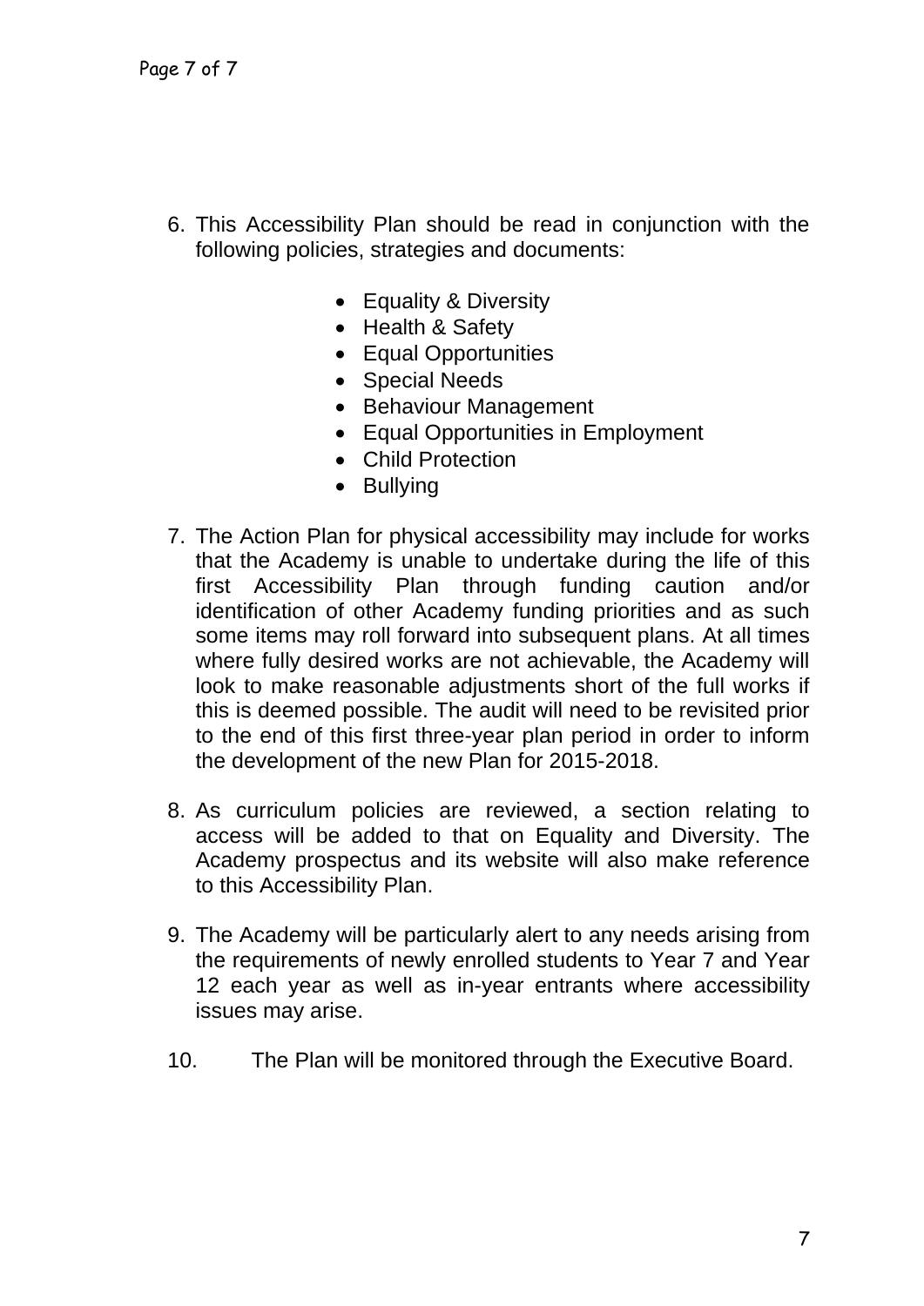6. This Accessibility Plan should be read in conjunction with the following policies, strategies and documents:

    - Equality & Diversity
    - Health & Safety
    - Equal Opportunities
    - Special Needs
    - Behaviour Management
    - Equal Opportunities in Employment
    - Child Protection
    - Bullying

7. The Action Plan for physical accessibility may include for works that the Academy is unable to undertake during the life of this first Accessibility Plan through funding caution and/or identification of other Academy funding priorities and as such some items may roll forward into subsequent plans. At all times where fully desired works are not achievable, the Academy will look to make reasonable adjustments short of the full works if this is deemed possible. The audit will need to be revisited prior to the end of this first three-year plan period in order to inform the development of the new Plan for 2015-2018.

8. As curriculum policies are reviewed, a section relating to access will be added to that on Equality and Diversity. The Academy prospectus and its website will also make reference to this Accessibility Plan.

9. The Academy will be particularly alert to any needs arising from the requirements of newly enrolled students to Year 7 and Year 12 each year as well as in-year entrants where accessibility issues may arise.

10. The Plan will be monitored through the Executive Board.